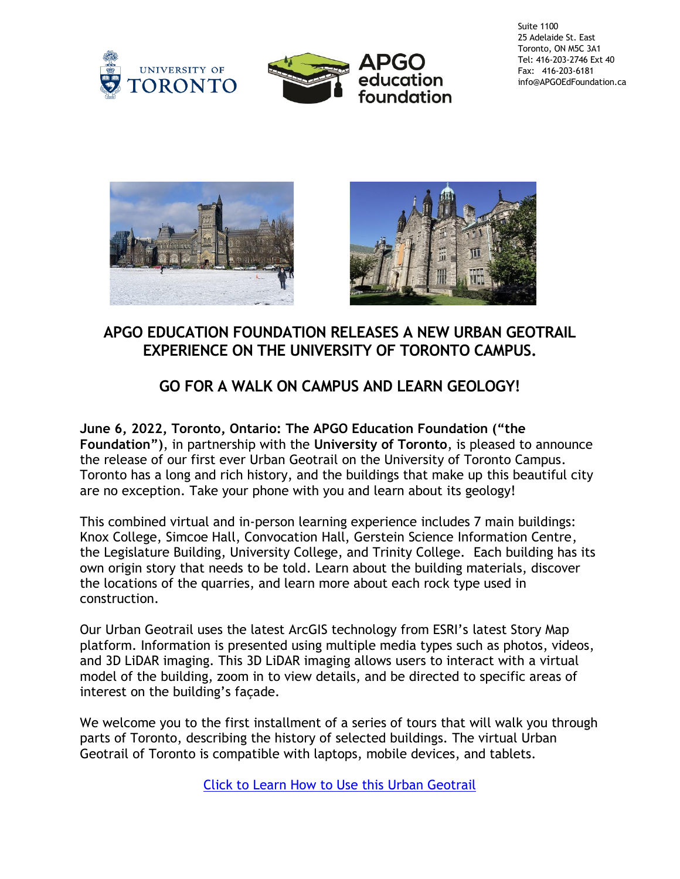Suite 1100
25 Adelaide St. East
Toronto, ON M5C 3A1
Tel: 416-203-2746 Ext 40
Fax: 416-203-6181
info@APGOEdFoundation.ca

# APGO EDUCATION FOUNDATION RELEASES A NEW URBAN GEOTRAIL EXPERIENCE ON THE UNIVERSITY OF TORONTO CAMPUS.

## GO FOR A WALK ON CAMPUS AND LEARN GEOLOGY!

**June 6, 2022, Toronto, Ontario: The APGO Education Foundation ("the Foundation")**, in partnership with the **University of Toronto**, is pleased to announce the release of our first ever Urban Geotrail on the University of Toronto Campus. Toronto has a long and rich history, and the buildings that make up this beautiful city are no exception. Take your phone with you and learn about its geology!

This combined virtual and in-person learning experience includes 7 main buildings: Knox College, Simcoe Hall, Convocation Hall, Gerstein Science Information Centre, the Legislature Building, University College, and Trinity College. Each building has its own origin story that needs to be told. Learn about the building materials, discover the locations of the quarries, and learn more about each rock type used in construction.

Our Urban Geotrail uses the latest ArcGIS technology from ESRI's latest Story Map platform. Information is presented using multiple media types such as photos, videos, and 3D LiDAR imaging. This 3D LiDAR imaging allows users to interact with a virtual model of the building, zoom in to view details, and be directed to specific areas of interest on the building's façade.

We welcome you to the first installment of a series of tours that will walk you through parts of Toronto, describing the history of selected buildings. The virtual Urban Geotrail of Toronto is compatible with laptops, mobile devices, and tablets.

Click to Learn How to Use this Urban Geotrail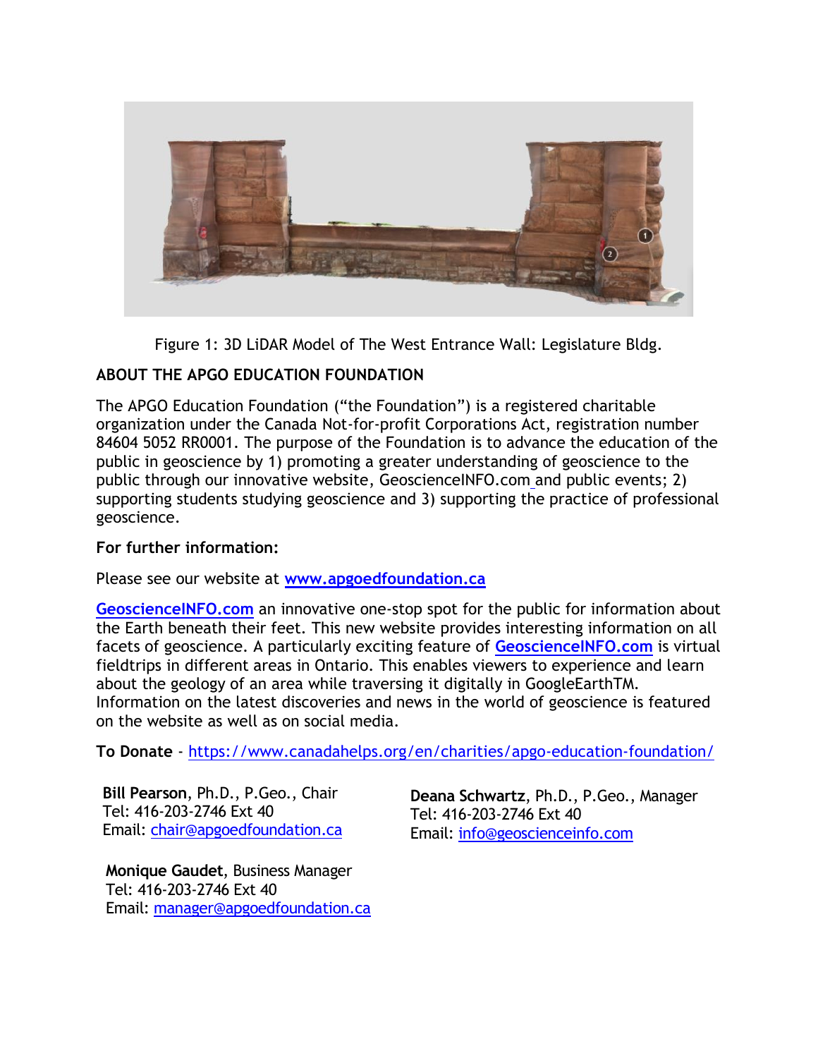Figure 1: 3D LiDAR Model of The West Entrance Wall: Legislature Bldg.

**ABOUT THE APGO EDUCATION FOUNDATION**

The APGO Education Foundation ("the Foundation") is a registered charitable organization under the Canada Not-for-profit Corporations Act, registration number 84604 5052 RR0001. The purpose of the Foundation is to advance the education of the public in geoscience by 1) promoting a greater understanding of geoscience to the public through our innovative website, GeoscienceINFO.com and public events; 2) supporting students studying geoscience and 3) supporting the practice of professional geoscience.

**For further information:**

Please see our website at **www.apgoedfoundation.ca**

**GeoscienceINFO.com** an innovative one-stop spot for the public for information about the Earth beneath their feet. This new website provides interesting information on all facets of geoscience. A particularly exciting feature of **GeoscienceINFO.com** is virtual fieldtrips in different areas in Ontario. This enables viewers to experience and learn about the geology of an area while traversing it digitally in GoogleEarthTM. Information on the latest discoveries and news in the world of geoscience is featured on the website as well as on social media.

**To Donate** - https://www.canadahelps.org/en/charities/apgo-education-foundation/

**Bill Pearson**, Ph.D., P.Geo., Chair
Tel: 416-203-2746 Ext 40
Email: chair@apgoedfoundation.ca

**Deana Schwartz**, Ph.D., P.Geo., Manager
Tel: 416-203-2746 Ext 40
Email: info@geoscienceinfo.com

**Monique Gaudet**, Business Manager
Tel: 416-203-2746 Ext 40
Email: manager@apgoedfoundation.ca